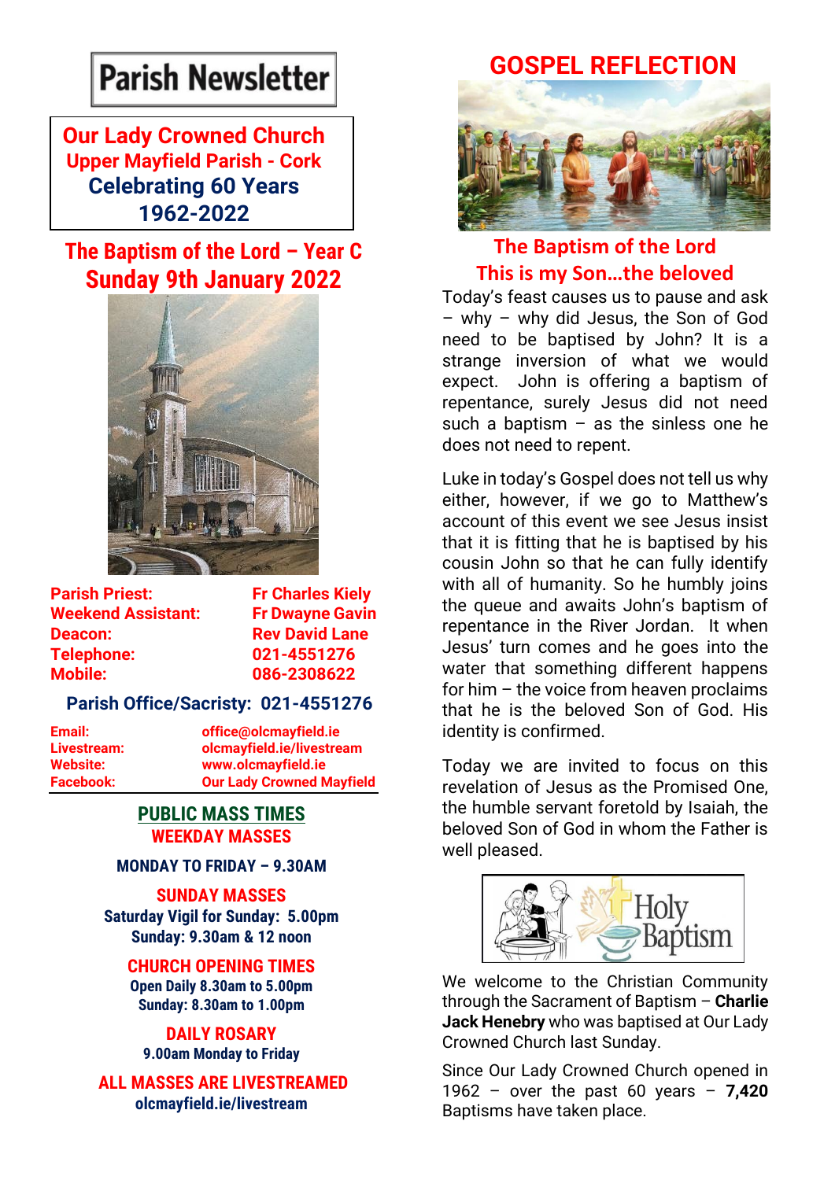# Parish Newsletter

**Our Lady Crowned Church**
**Upper Mayfield Parish - Cork**
**Celebrating 60 Years**
**1962-2022**

## The Baptism of the Lord – Year C
## Sunday 9th January 2022

| | |
|---|---|
| **Parish Priest:** | **Fr Charles Kiely** |
| **Weekend Assistant:** | **Fr Dwayne Gavin** |
| **Deacon:** | **Rev David Lane** |
| **Telephone:** | **021-4551276** |
| **Mobile:** | **086-2308622** |

**Parish Office/Sacristy: 021-4551276**

| | |
|---|---|
| **Email:** | **office@olcmayfield.ie** |
| **Livestream:** | **olcmayfield.ie/livestream** |
| **Website:** | **www.olcmayfield.ie** |
| **Facebook:** | **Our Lady Crowned Mayfield** |

### PUBLIC MASS TIMES

**WEEKDAY MASSES**

**MONDAY TO FRIDAY – 9.30AM**

**SUNDAY MASSES**

**Saturday Vigil for Sunday: 5.00pm**
**Sunday: 9.30am & 12 noon**

**CHURCH OPENING TIMES**

**Open Daily 8.30am to 5.00pm**
**Sunday: 8.30am to 1.00pm**

**DAILY ROSARY**

**9.00am Monday to Friday**

**ALL MASSES ARE LIVESTREAMED**

**olcmayfield.ie/livestream**

## GOSPEL REFLECTION

### The Baptism of the Lord
### This is my Son…the beloved

Today's feast causes us to pause and ask – why – why did Jesus, the Son of God need to be baptised by John? It is a strange inversion of what we would expect. John is offering a baptism of repentance, surely Jesus did not need such a baptism – as the sinless one he does not need to repent.

Luke in today's Gospel does not tell us why either, however, if we go to Matthew's account of this event we see Jesus insist that it is fitting that he is baptised by his cousin John so that he can fully identify with all of humanity. So he humbly joins the queue and awaits John's baptism of repentance in the River Jordan. It when Jesus' turn comes and he goes into the water that something different happens for him – the voice from heaven proclaims that he is the beloved Son of God. His identity is confirmed.

Today we are invited to focus on this revelation of Jesus as the Promised One, the humble servant foretold by Isaiah, the beloved Son of God in whom the Father is well pleased.

Holy Baptism

We welcome to the Christian Community through the Sacrament of Baptism – **Charlie Jack Henebry** who was baptised at Our Lady Crowned Church last Sunday.

Since Our Lady Crowned Church opened in 1962 – over the past 60 years – **7,420** Baptisms have taken place.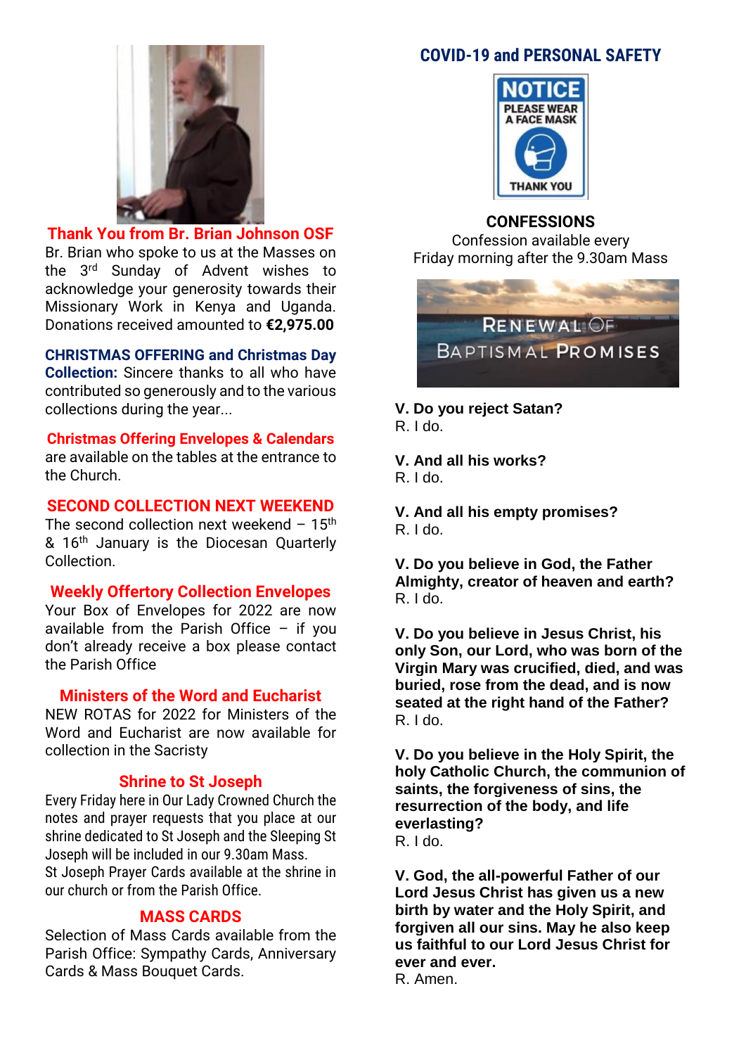## Thank You from Br. Brian Johnson OSF

Br. Brian who spoke to us at the Masses on the 3rd Sunday of Advent wishes to acknowledge your generosity towards their Missionary Work in Kenya and Uganda. Donations received amounted to **€2,975.00**

**CHRISTMAS OFFERING and Christmas Day Collection:** Sincere thanks to all who have contributed so generously and to the various collections during the year...

**Christmas Offering Envelopes & Calendars** are available on the tables at the entrance to the Church.

## SECOND COLLECTION NEXT WEEKEND

The second collection next weekend – 15th & 16th January is the Diocesan Quarterly Collection.

## Weekly Offertory Collection Envelopes

Your Box of Envelopes for 2022 are now available from the Parish Office – if you don't already receive a box please contact the Parish Office

## Ministers of the Word and Eucharist

NEW ROTAS for 2022 for Ministers of the Word and Eucharist are now available for collection in the Sacristy

## Shrine to St Joseph

Every Friday here in Our Lady Crowned Church the notes and prayer requests that you place at our shrine dedicated to St Joseph and the Sleeping St Joseph will be included in our 9.30am Mass.
St Joseph Prayer Cards available at the shrine in our church or from the Parish Office.

## MASS CARDS

Selection of Mass Cards available from the Parish Office: Sympathy Cards, Anniversary Cards & Mass Bouquet Cards.

## COVID-19 and PERSONAL SAFETY

NOTICE
PLEASE WEAR A FACE MASK
THANK YOU

## CONFESSIONS

Confession available every Friday morning after the 9.30am Mass

## RENEWAL OF BAPTISMAL PROMISES

**V. Do you reject Satan?**
R. I do.

**V. And all his works?**
R. I do.

**V. And all his empty promises?**
R. I do.

**V. Do you believe in God, the Father Almighty, creator of heaven and earth?**
R. I do.

**V. Do you believe in Jesus Christ, his only Son, our Lord, who was born of the Virgin Mary was crucified, died, and was buried, rose from the dead, and is now seated at the right hand of the Father?**
R. I do.

**V. Do you believe in the Holy Spirit, the holy Catholic Church, the communion of saints, the forgiveness of sins, the resurrection of the body, and life everlasting?**
R. I do.

**V. God, the all-powerful Father of our Lord Jesus Christ has given us a new birth by water and the Holy Spirit, and forgiven all our sins. May he also keep us faithful to our Lord Jesus Christ for ever and ever.**
R. Amen.